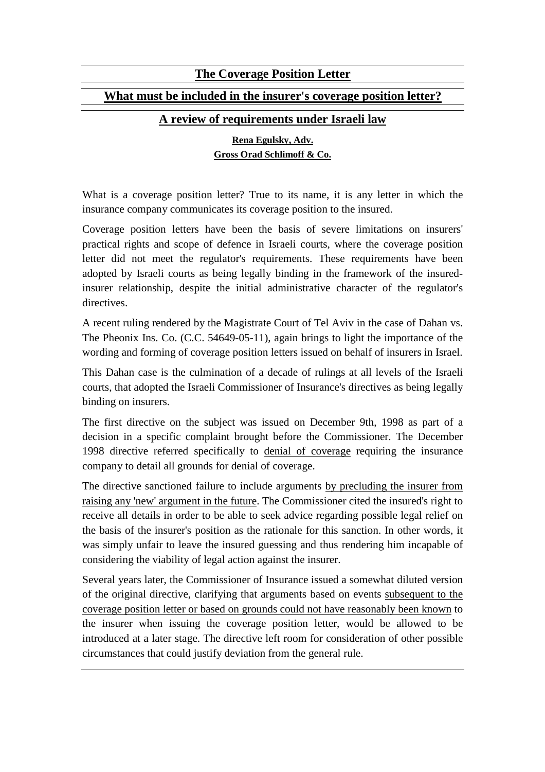# The Coverage Position Letter

## What must be included in the insurer's coverage position letter?

## A review of requirements under Israeli law

**Rena Egulsky, Adv.**
**Gross Orad Schlimoff & Co.**

What is a coverage position letter? True to its name, it is any letter in which the insurance company communicates its coverage position to the insured.

Coverage position letters have been the basis of severe limitations on insurers' practical rights and scope of defence in Israeli courts, where the coverage position letter did not meet the regulator's requirements. These requirements have been adopted by Israeli courts as being legally binding in the framework of the insured-insurer relationship, despite the initial administrative character of the regulator's directives.

A recent ruling rendered by the Magistrate Court of Tel Aviv in the case of Dahan vs. The Pheonix Ins. Co. (C.C. 54649-05-11), again brings to light the importance of the wording and forming of coverage position letters issued on behalf of insurers in Israel.

This Dahan case is the culmination of a decade of rulings at all levels of the Israeli courts, that adopted the Israeli Commissioner of Insurance's directives as being legally binding on insurers.

The first directive on the subject was issued on December 9th, 1998 as part of a decision in a specific complaint brought before the Commissioner. The December 1998 directive referred specifically to denial of coverage requiring the insurance company to detail all grounds for denial of coverage.

The directive sanctioned failure to include arguments by precluding the insurer from raising any 'new' argument in the future. The Commissioner cited the insured's right to receive all details in order to be able to seek advice regarding possible legal relief on the basis of the insurer's position as the rationale for this sanction. In other words, it was simply unfair to leave the insured guessing and thus rendering him incapable of considering the viability of legal action against the insurer.

Several years later, the Commissioner of Insurance issued a somewhat diluted version of the original directive, clarifying that arguments based on events subsequent to the coverage position letter or based on grounds could not have reasonably been known to the insurer when issuing the coverage position letter, would be allowed to be introduced at a later stage. The directive left room for consideration of other possible circumstances that could justify deviation from the general rule.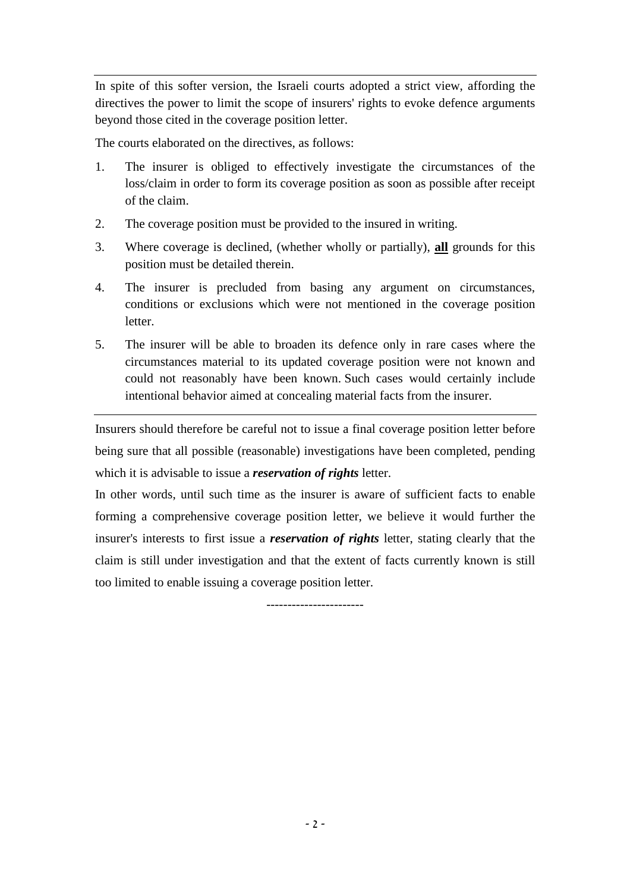---

In spite of this softer version, the Israeli courts adopted a strict view, affording the directives the power to limit the scope of insurers' rights to evoke defence arguments beyond those cited in the coverage position letter.

The courts elaborated on the directives, as follows:

1. The insurer is obliged to effectively investigate the circumstances of the loss/claim in order to form its coverage position as soon as possible after receipt of the claim.
2. The coverage position must be provided to the insured in writing.
3. Where coverage is declined, (whether wholly or partially), **<u>all</u>** grounds for this position must be detailed therein.
4. The insurer is precluded from basing any argument on circumstances, conditions or exclusions which were not mentioned in the coverage position letter.
5. The insurer will be able to broaden its defence only in rare cases where the circumstances material to its updated coverage position were not known and could not reasonably have been known. Such cases would certainly include intentional behavior aimed at concealing material facts from the insurer.

---

Insurers should therefore be careful not to issue a final coverage position letter before being sure that all possible (reasonable) investigations have been completed, pending which it is advisable to issue a ***reservation of rights*** letter.

In other words, until such time as the insurer is aware of sufficient facts to enable forming a comprehensive coverage position letter, we believe it would further the insurer's interests to first issue a ***reservation of rights*** letter, stating clearly that the claim is still under investigation and that the extent of facts currently known is still too limited to enable issuing a coverage position letter.

----------------------